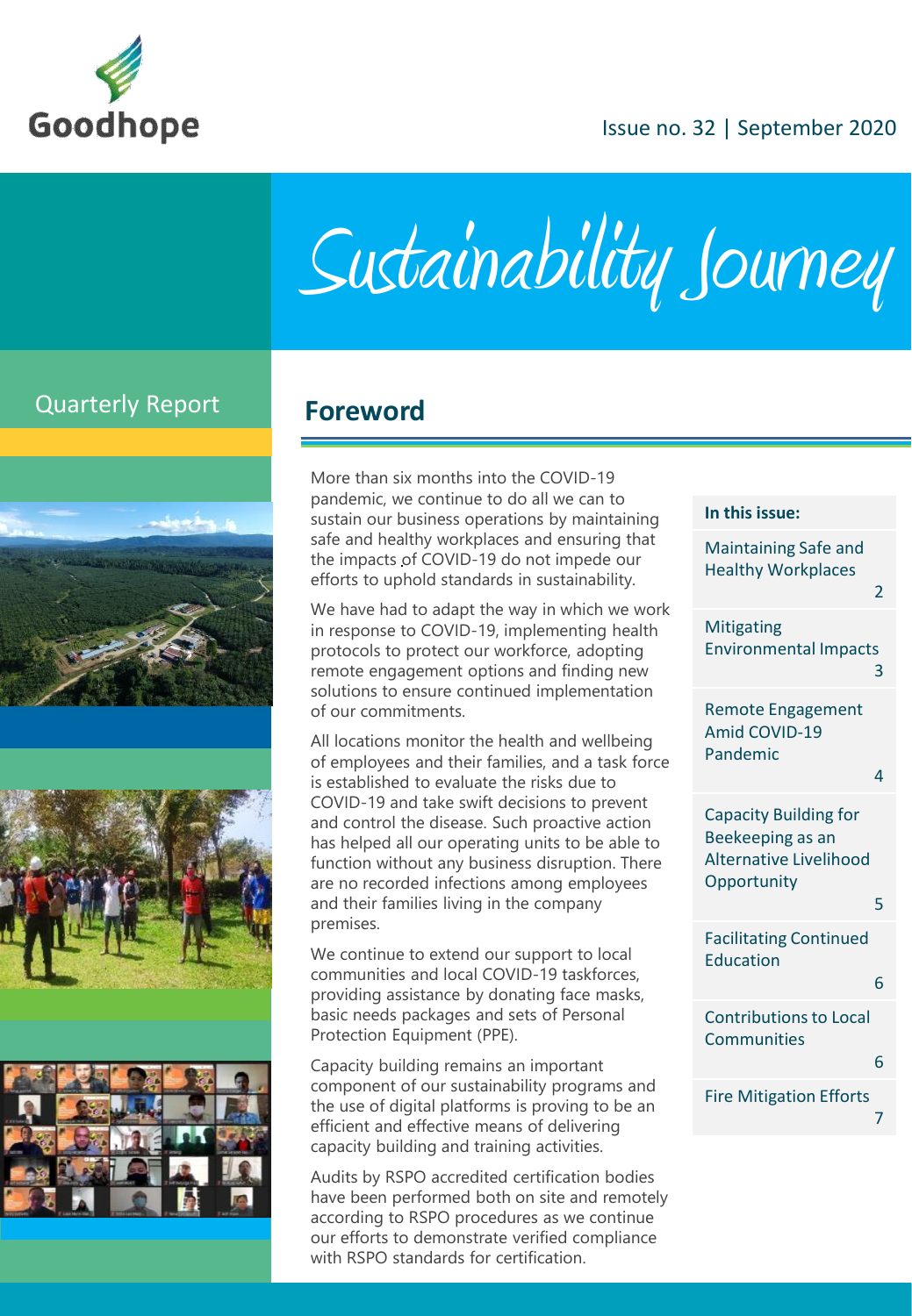Goodhope

Issue no. 32 | September 2020

# Sustainability Journey

Quarterly Report

## Foreword

More than six months into the COVID-19 pandemic, we continue to do all we can to sustain our business operations by maintaining safe and healthy workplaces and ensuring that the impacts of COVID-19 do not impede our efforts to uphold standards in sustainability.

We have had to adapt the way in which we work in response to COVID-19, implementing health protocols to protect our workforce, adopting remote engagement options and finding new solutions to ensure continued implementation of our commitments.

All locations monitor the health and wellbeing of employees and their families, and a task force is established to evaluate the risks due to COVID-19 and take swift decisions to prevent and control the disease. Such proactive action has helped all our operating units to be able to function without any business disruption. There are no recorded infections among employees and their families living in the company premises.

We continue to extend our support to local communities and local COVID-19 taskforces, providing assistance by donating face masks, basic needs packages and sets of Personal Protection Equipment (PPE).

Capacity building remains an important component of our sustainability programs and the use of digital platforms is proving to be an efficient and effective means of delivering capacity building and training activities.

Audits by RSPO accredited certification bodies have been performed both on site and remotely according to RSPO procedures as we continue our efforts to demonstrate verified compliance with RSPO standards for certification.

**In this issue:**

| Section | Page |
|---|---|
| Maintaining Safe and Healthy Workplaces | 2 |
| Mitigating Environmental Impacts | 3 |
| Remote Engagement Amid COVID-19 Pandemic | 4 |
| Capacity Building for Beekeeping as an Alternative Livelihood Opportunity | 5 |
| Facilitating Continued Education | 6 |
| Contributions to Local Communities | 6 |
| Fire Mitigation Efforts | 7 |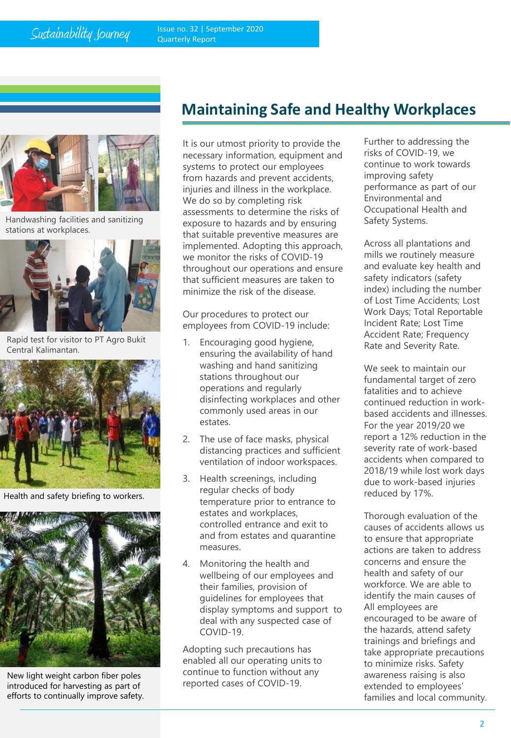# Maintaining Safe and Healthy Workplaces

Handwashing facilities and sanitizing stations at workplaces.

Rapid test for visitor to PT Agro Bukit Central Kalimantan.

Health and safety briefing to workers.

New light weight carbon fiber poles introduced for harvesting as part of efforts to continually improve safety.

It is our utmost priority to provide the necessary information, equipment and systems to protect our employees from hazards and prevent accidents, injuries and illness in the workplace. We do so by completing risk assessments to determine the risks of exposure to hazards and by ensuring that suitable preventive measures are implemented. Adopting this approach, we monitor the risks of COVID-19 throughout our operations and ensure that sufficient measures are taken to minimize the risk of the disease.

Our procedures to protect our employees from COVID-19 include:

1. Encouraging good hygiene, ensuring the availability of hand washing and hand sanitizing stations throughout our operations and regularly disinfecting workplaces and other commonly used areas in our estates.
2. The use of face masks, physical distancing practices and sufficient ventilation of indoor workspaces.
3. Health screenings, including regular checks of body temperature prior to entrance to estates and workplaces, controlled entrance and exit to and from estates and quarantine measures.
4. Monitoring the health and wellbeing of our employees and their families, provision of guidelines for employees that display symptoms and support to deal with any suspected case of COVID-19.

Adopting such precautions has enabled all our operating units to continue to function without any reported cases of COVID-19.

Further to addressing the risks of COVID-19, we continue to work towards improving safety performance as part of our Environmental and Occupational Health and Safety Systems.

Across all plantations and mills we routinely measure and evaluate key health and safety indicators (safety index) including the number of Lost Time Accidents; Lost Work Days; Total Reportable Incident Rate; Lost Time Accident Rate; Frequency Rate and Severity Rate.

We seek to maintain our fundamental target of zero fatalities and to achieve continued reduction in work-based accidents and illnesses. For the year 2019/20 we report a 12% reduction in the severity rate of work-based accidents when compared to 2018/19 while lost work days due to work-based injuries reduced by 17%.

Thorough evaluation of the causes of accidents allows us to ensure that appropriate actions are taken to address concerns and ensure the health and safety of our workforce. We are able to identify the main causes of All employees are encouraged to be aware of the hazards, attend safety trainings and briefings and take appropriate precautions to minimize risks. Safety awareness raising is also extended to employees' families and local community.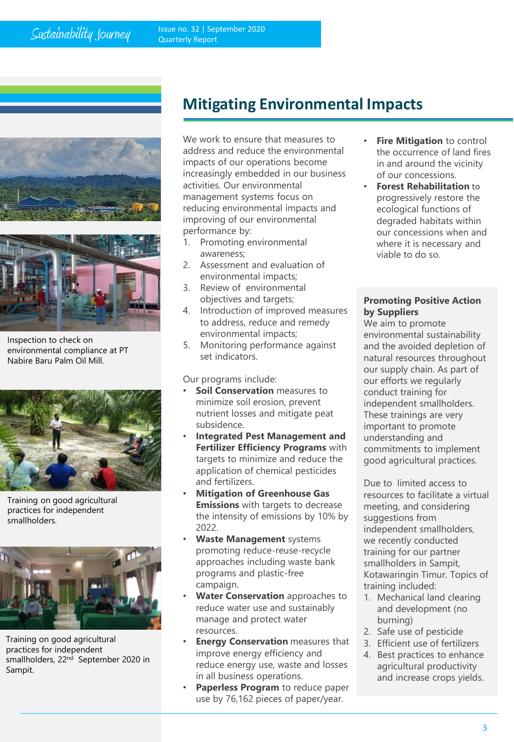# Mitigating Environmental Impacts

We work to ensure that measures to address and reduce the environmental impacts of our operations become increasingly embedded in our business activities. Our environmental management systems focus on reducing environmental impacts and improving of our environmental performance by:

1. Promoting environmental awareness;
2. Assessment and evaluation of environmental impacts;
3. Review of environmental objectives and targets;
4. Introduction of improved measures to address, reduce and remedy environmental impacts;
5. Monitoring performance against set indicators.

Our programs include:

- **Soil Conservation** measures to minimize soil erosion, prevent nutrient losses and mitigate peat subsidence.
- **Integrated Pest Management and Fertilizer Efficiency Programs** with targets to minimize and reduce the application of chemical pesticides and fertilizers.
- **Mitigation of Greenhouse Gas Emissions** with targets to decrease the intensity of emissions by 10% by 2022.
- **Waste Management** systems promoting reduce-reuse-recycle approaches including waste bank programs and plastic-free campaign.
- **Water Conservation** approaches to reduce water use and sustainably manage and protect water resources.
- **Energy Conservation** measures that improve energy efficiency and reduce energy use, waste and losses in all business operations.
- **Paperless Program** to reduce paper use by 76,162 pieces of paper/year.
- **Fire Mitigation** to control the occurrence of land fires in and around the vicinity of our concessions.
- **Forest Rehabilitation** to progressively restore the ecological functions of degraded habitats within our concessions when and where it is necessary and viable to do so.

### Promoting Positive Action by Suppliers

We aim to promote environmental sustainability and the avoided depletion of natural resources throughout our supply chain. As part of our efforts we regularly conduct training for independent smallholders. These trainings are very important to promote understanding and commitments to implement good agricultural practices.

Due to limited access to resources to facilitate a virtual meeting, and considering suggestions from independent smallholders, we recently conducted training for our partner smallholders in Sampit, Kotawaringin Timur. Topics of training included:

1. Mechanical land clearing and development (no burning)
2. Safe use of pesticide
3. Efficient use of fertilizers
4. Best practices to enhance agricultural productivity and increase crops yields.

Inspection to check on environmental compliance at PT Nabire Baru Palm Oil Mill.

Training on good agricultural practices for independent smallholders.

Training on good agricultural practices for independent smallholders, 22nd September 2020 in Sampit.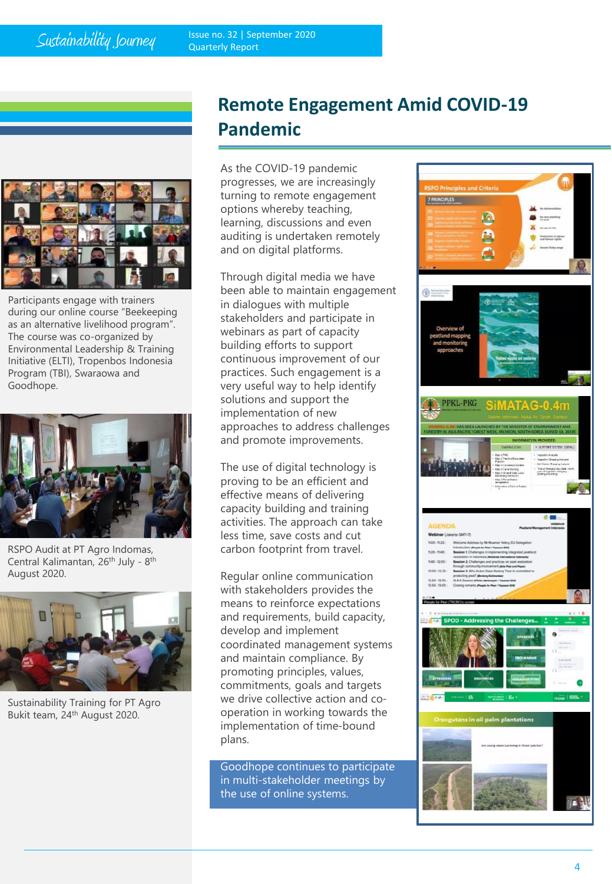# Remote Engagement Amid COVID-19 Pandemic

As the COVID-19 pandemic progresses, we are increasingly turning to remote engagement options whereby teaching, learning, discussions and even auditing is undertaken remotely and on digital platforms.

Through digital media we have been able to maintain engagement in dialogues with multiple stakeholders and participate in webinars as part of capacity building efforts to support continuous improvement of our practices. Such engagement is a very useful way to help identify solutions and support the implementation of new approaches to address challenges and promote improvements.

The use of digital technology is proving to be an efficient and effective means of delivering capacity building and training activities. The approach can take less time, save costs and cut carbon footprint from travel.

Regular online communication with stakeholders provides the means to reinforce expectations and requirements, build capacity, develop and implement coordinated management systems and maintain compliance. By promoting principles, values, commitments, goals and targets we drive collective action and co-operation in working towards the implementation of time-bound plans.

Goodhope continues to participate in multi-stakeholder meetings by the use of online systems.

Participants engage with trainers during our online course "Beekeeping as an alternative livelihood program". The course was co-organized by Environmental Leadership & Training Initiative (ELTI), Tropenbos Indonesia Program (TBI), Swaraowa and Goodhope.

RSPO Audit at PT Agro Indomas, Central Kalimantan, 26th July - 8th August 2020.

Sustainability Training for PT Agro Bukit team, 24th August 2020.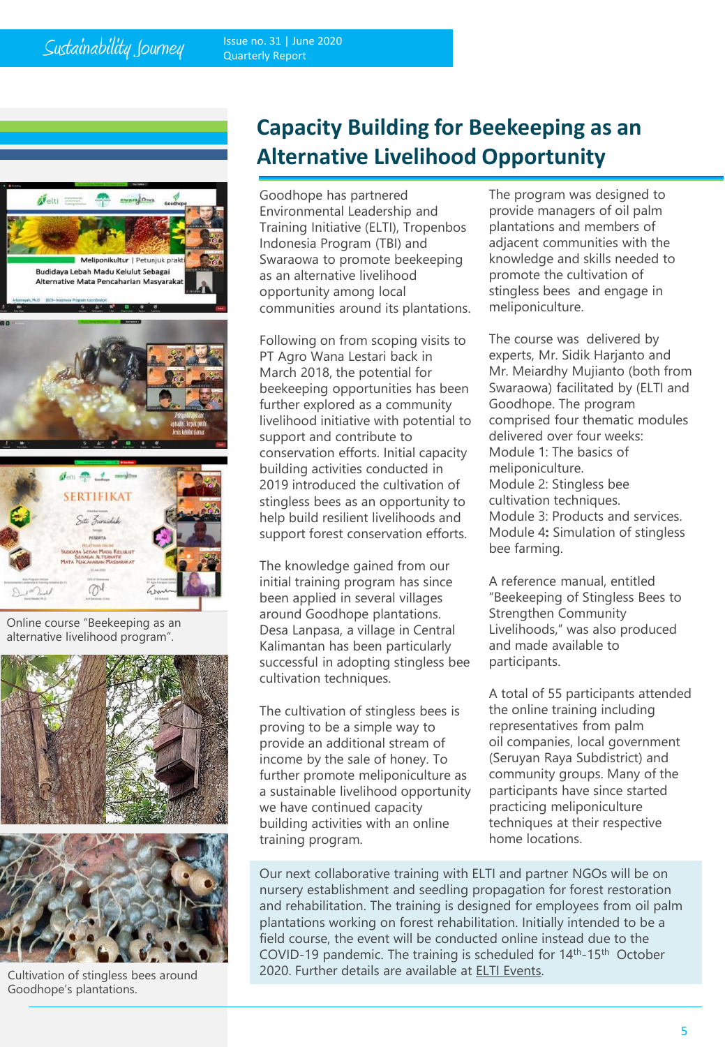# Capacity Building for Beekeeping as an Alternative Livelihood Opportunity

Goodhope has partnered Environmental Leadership and Training Initiative (ELTI), Tropenbos Indonesia Program (TBI) and Swaraowa to promote beekeeping as an alternative livelihood opportunity among local communities around its plantations.

Following on from scoping visits to PT Agro Wana Lestari back in March 2018, the potential for beekeeping opportunities has been further explored as a community livelihood initiative with potential to support and contribute to conservation efforts. Initial capacity building activities conducted in 2019 introduced the cultivation of stingless bees as an opportunity to help build resilient livelihoods and support forest conservation efforts.

The knowledge gained from our initial training program has since been applied in several villages around Goodhope plantations. Desa Lanpasa, a village in Central Kalimantan has been particularly successful in adopting stingless bee cultivation techniques.

The cultivation of stingless bees is proving to be a simple way to provide an additional stream of income by the sale of honey. To further promote meliponiculture as a sustainable livelihood opportunity we have continued capacity building activities with an online training program.

The program was designed to provide managers of oil palm plantations and members of adjacent communities with the knowledge and skills needed to promote the cultivation of stingless bees and engage in meliponiculture.

The course was delivered by experts, Mr. Sidik Harjanto and Mr. Meiardhy Mujianto (both from Swaraowa) facilitated by (ELTI and Goodhope. The program comprised four thematic modules delivered over four weeks:

Module 1: The basics of meliponiculture.
Module 2: Stingless bee cultivation techniques.
Module 3: Products and services.
Module 4**:** Simulation of stingless bee farming.

A reference manual, entitled "Beekeeping of Stingless Bees to Strengthen Community Livelihoods," was also produced and made available to participants.

A total of 55 participants attended the online training including representatives from palm oil companies, local government (Seruyan Raya Subdistrict) and community groups. Many of the participants have since started practicing meliponiculture techniques at their respective home locations.

Our next collaborative training with ELTI and partner NGOs will be on nursery establishment and seedling propagation for forest restoration and rehabilitation. The training is designed for employees from oil palm plantations working on forest rehabilitation. Initially intended to be a field course, the event will be conducted online instead due to the COVID-19 pandemic. The training is scheduled for 14th-15th October 2020. Further details are available at ELTI Events.

Online course "Beekeeping as an alternative livelihood program".

Cultivation of stingless bees around Goodhope's plantations.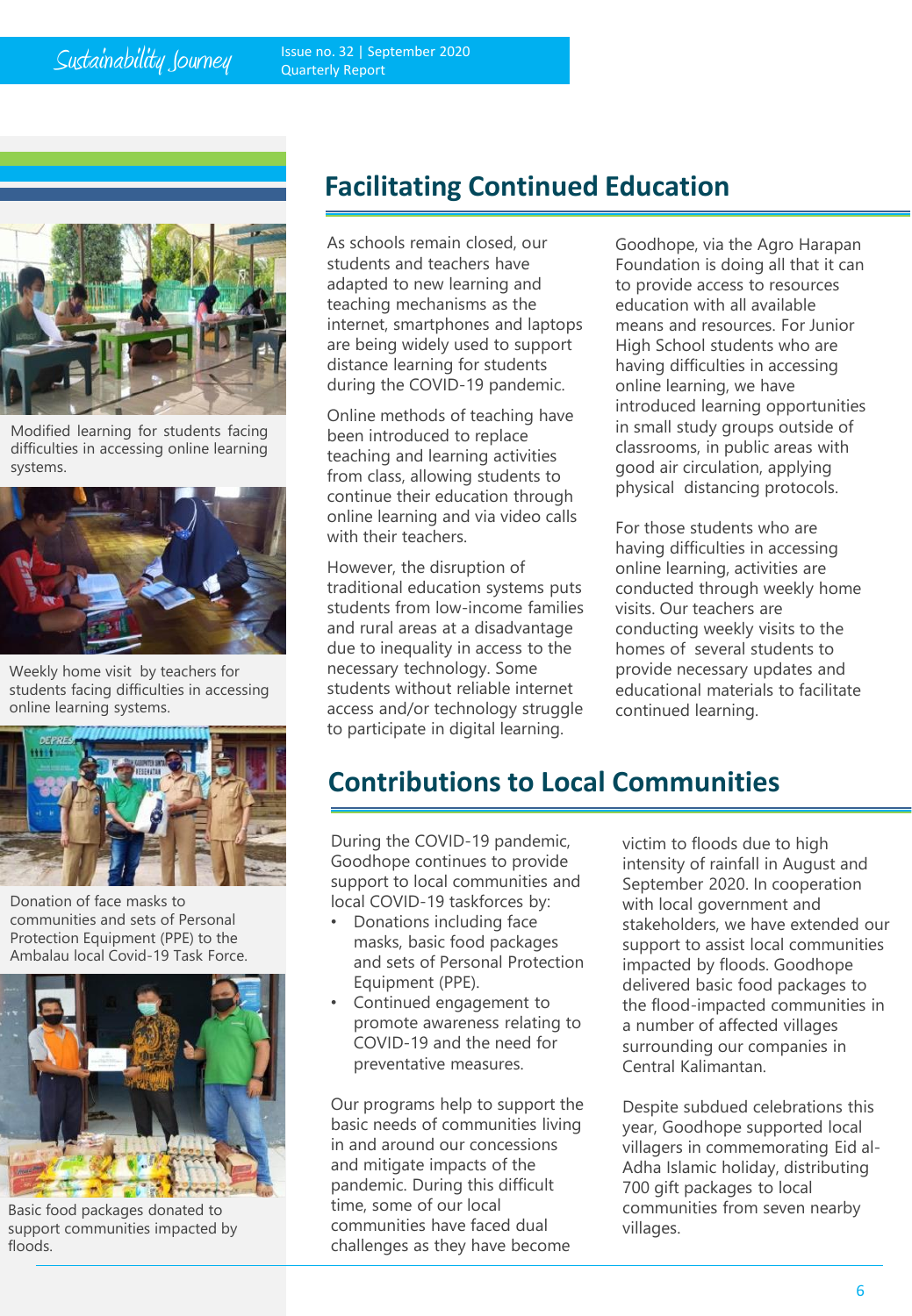## Facilitating Continued Education

As schools remain closed, our students and teachers have adapted to new learning and teaching mechanisms as the internet, smartphones and laptops are being widely used to support distance learning for students during the COVID-19 pandemic.

Online methods of teaching have been introduced to replace teaching and learning activities from class, allowing students to continue their education through online learning and via video calls with their teachers.

However, the disruption of traditional education systems puts students from low-income families and rural areas at a disadvantage due to inequality in access to the necessary technology. Some students without reliable internet access and/or technology struggle to participate in digital learning.

Goodhope, via the Agro Harapan Foundation is doing all that it can to provide access to resources education with all available means and resources. For Junior High School students who are having difficulties in accessing online learning, we have introduced learning opportunities in small study groups outside of classrooms, in public areas with good air circulation, applying physical distancing protocols.

For those students who are having difficulties in accessing online learning, activities are conducted through weekly home visits. Our teachers are conducting weekly visits to the homes of several students to provide necessary updates and educational materials to facilitate continued learning.

Modified learning for students facing difficulties in accessing online learning systems.

Weekly home visit by teachers for students facing difficulties in accessing online learning systems.

## Contributions to Local Communities

During the COVID-19 pandemic, Goodhope continues to provide support to local communities and local COVID-19 taskforces by:

- Donations including face masks, basic food packages and sets of Personal Protection Equipment (PPE).
- Continued engagement to promote awareness relating to COVID-19 and the need for preventative measures.

Our programs help to support the basic needs of communities living in and around our concessions and mitigate impacts of the pandemic. During this difficult time, some of our local communities have faced dual challenges as they have become victim to floods due to high intensity of rainfall in August and September 2020. In cooperation with local government and stakeholders, we have extended our support to assist local communities impacted by floods. Goodhope delivered basic food packages to the flood-impacted communities in a number of affected villages surrounding our companies in Central Kalimantan.

Despite subdued celebrations this year, Goodhope supported local villagers in commemorating Eid al-Adha Islamic holiday, distributing 700 gift packages to local communities from seven nearby villages.

Donation of face masks to communities and sets of Personal Protection Equipment (PPE) to the Ambalau local Covid-19 Task Force.

Basic food packages donated to support communities impacted by floods.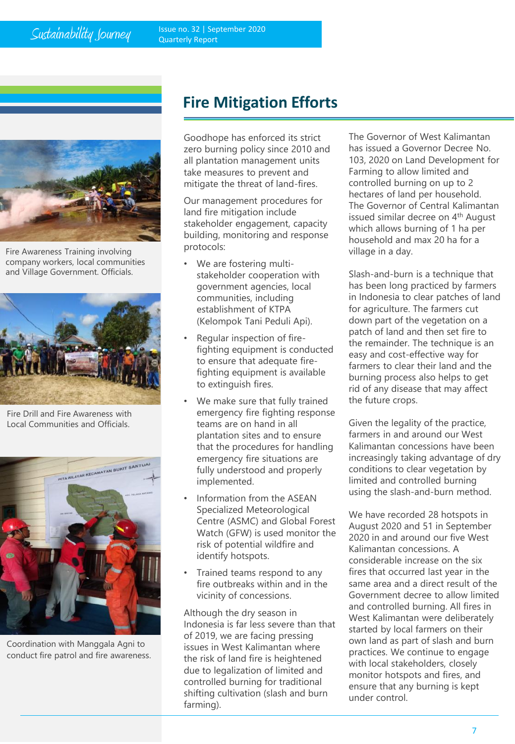# Fire Mitigation Efforts

Fire Awareness Training involving company workers, local communities and Village Government. Officials.

Fire Drill and Fire Awareness with Local Communities and Officials.

Coordination with Manggala Agni to conduct fire patrol and fire awareness.

Goodhope has enforced its strict zero burning policy since 2010 and all plantation management units take measures to prevent and mitigate the threat of land-fires.

Our management procedures for land fire mitigation include stakeholder engagement, capacity building, monitoring and response protocols:

- We are fostering multi-stakeholder cooperation with government agencies, local communities, including establishment of KTPA (Kelompok Tani Peduli Api).
- Regular inspection of fire-fighting equipment is conducted to ensure that adequate fire-fighting equipment is available to extinguish fires.
- We make sure that fully trained emergency fire fighting response teams are on hand in all plantation sites and to ensure that the procedures for handling emergency fire situations are fully understood and properly implemented.
- Information from the ASEAN Specialized Meteorological Centre (ASMC) and Global Forest Watch (GFW) is used monitor the risk of potential wildfire and identify hotspots.
- Trained teams respond to any fire outbreaks within and in the vicinity of concessions.

Although the dry season in Indonesia is far less severe than that of 2019, we are facing pressing issues in West Kalimantan where the risk of land fire is heightened due to legalization of limited and controlled burning for traditional shifting cultivation (slash and burn farming).

The Governor of West Kalimantan has issued a Governor Decree No. 103, 2020 on Land Development for Farming to allow limited and controlled burning on up to 2 hectares of land per household. The Governor of Central Kalimantan issued similar decree on 4th August which allows burning of 1 ha per household and max 20 ha for a village in a day.

Slash-and-burn is a technique that has been long practiced by farmers in Indonesia to clear patches of land for agriculture. The farmers cut down part of the vegetation on a patch of land and then set fire to the remainder. The technique is an easy and cost-effective way for farmers to clear their land and the burning process also helps to get rid of any disease that may affect the future crops.

Given the legality of the practice, farmers in and around our West Kalimantan concessions have been increasingly taking advantage of dry conditions to clear vegetation by limited and controlled burning using the slash-and-burn method.

We have recorded 28 hotspots in August 2020 and 51 in September 2020 in and around our five West Kalimantan concessions. A considerable increase on the six fires that occurred last year in the same area and a direct result of the Government decree to allow limited and controlled burning. All fires in West Kalimantan were deliberately started by local farmers on their own land as part of slash and burn practices. We continue to engage with local stakeholders, closely monitor hotspots and fires, and ensure that any burning is kept under control.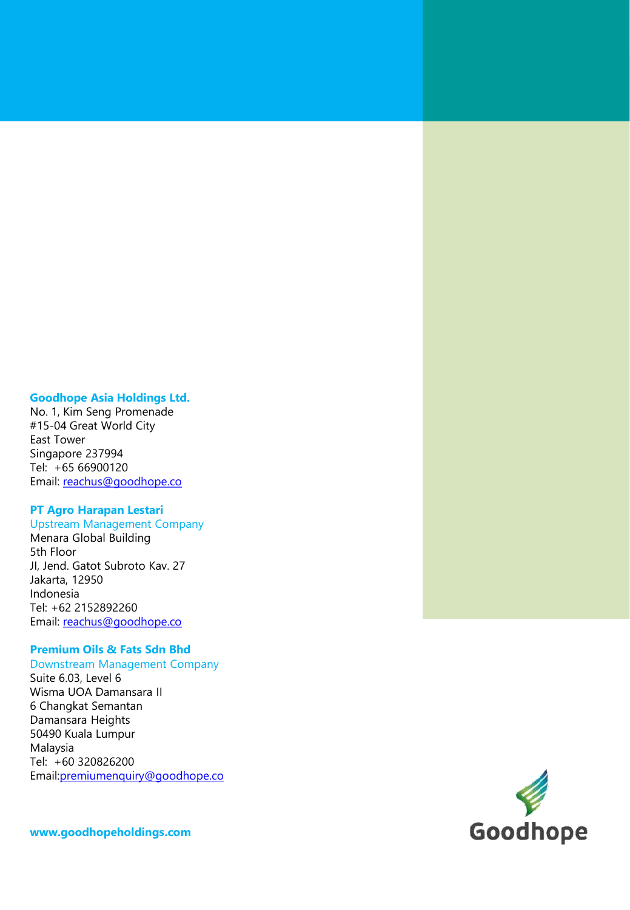**Goodhope Asia Holdings Ltd.**
No. 1, Kim Seng Promenade
#15-04 Great World City
East Tower
Singapore 237994
Tel: +65 66900120
Email: reachus@goodhope.co

**PT Agro Harapan Lestari**
Upstream Management Company
Menara Global Building
5th Floor
Jl, Jend. Gatot Subroto Kav. 27
Jakarta, 12950
Indonesia
Tel: +62 2152892260
Email: reachus@goodhope.co

**Premium Oils & Fats Sdn Bhd**
Downstream Management Company
Suite 6.03, Level 6
Wisma UOA Damansara II
6 Changkat Semantan
Damansara Heights
50490 Kuala Lumpur
Malaysia
Tel: +60 320826200
Email:premiumenquiry@goodhope.co

**www.goodhopeholdings.com**

Goodhope